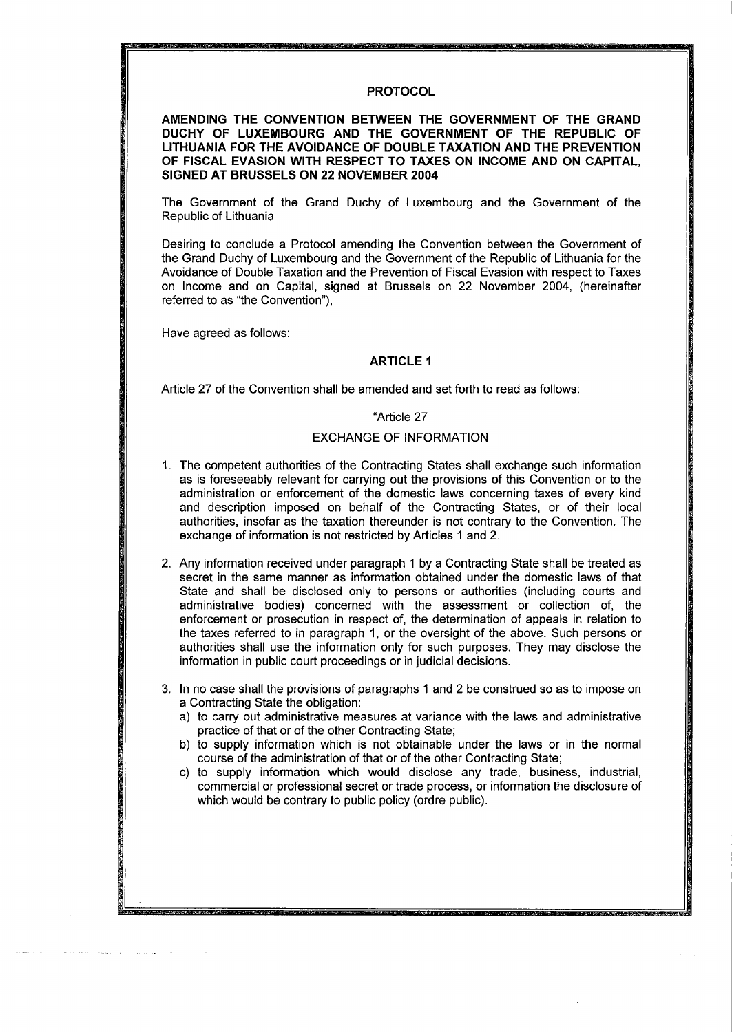# PROTOCOL

**AMENDING THE CONVENTION BETWEEN THE GOVERNMENT OF THE GRAND DUCHY OF LUXEMBOURG AND THE GOVERNMENT OF THE REPUBLIC OF LITHUANIA FOR THE AVOIDANCE OF DOUBLE TAXATION AND THE PREVENTION OF FISCAL EVASION WITH RESPECT TO TAXES ON INCOME AND ON CAPITAL, SIGNED AT BRUSSELS ON 22 NOVEMBER 2004**

The Government of the Grand Duchy of Luxembourg and the Government of the Republic of Lithuania

Desiring to conclude a Protocol amending the Convention between the Government of the Grand Duchy of Luxembourg and the Government of the Republic of Lithuania for the Avoidance of Double Taxation and the Prevention of Fiscal Evasion with respect to Taxes on Income and on Capital, signed at Brussels on 22 November 2004, (hereinafter referred to as "the Convention"),

Have agreed as follows:

## ARTICLE 1

Article 27 of the Convention shall be amended and set forth to read as follows:

"Article 27

EXCHANGE OF INFORMATION

1. The competent authorities of the Contracting States shall exchange such information as is foreseeably relevant for carrying out the provisions of this Convention or to the administration or enforcement of the domestic laws concerning taxes of every kind and description imposed on behalf of the Contracting States, or of their local authorities, insofar as the taxation thereunder is not contrary to the Convention. The exchange of information is not restricted by Articles 1 and 2.

2. Any information received under paragraph 1 by a Contracting State shall be treated as secret in the same manner as information obtained under the domestic laws of that State and shall be disclosed only to persons or authorities (including courts and administrative bodies) concerned with the assessment or collection of, the enforcement or prosecution in respect of, the determination of appeals in relation to the taxes referred to in paragraph 1, or the oversight of the above. Such persons or authorities shall use the information only for such purposes. They may disclose the information in public court proceedings or in judicial decisions.

3. In no case shall the provisions of paragraphs 1 and 2 be construed so as to impose on a Contracting State the obligation:
   a) to carry out administrative measures at variance with the laws and administrative practice of that or of the other Contracting State;
   b) to supply information which is not obtainable under the laws or in the normal course of the administration of that or of the other Contracting State;
   c) to supply information which would disclose any trade, business, industrial, commercial or professional secret or trade process, or information the disclosure of which would be contrary to public policy (ordre public).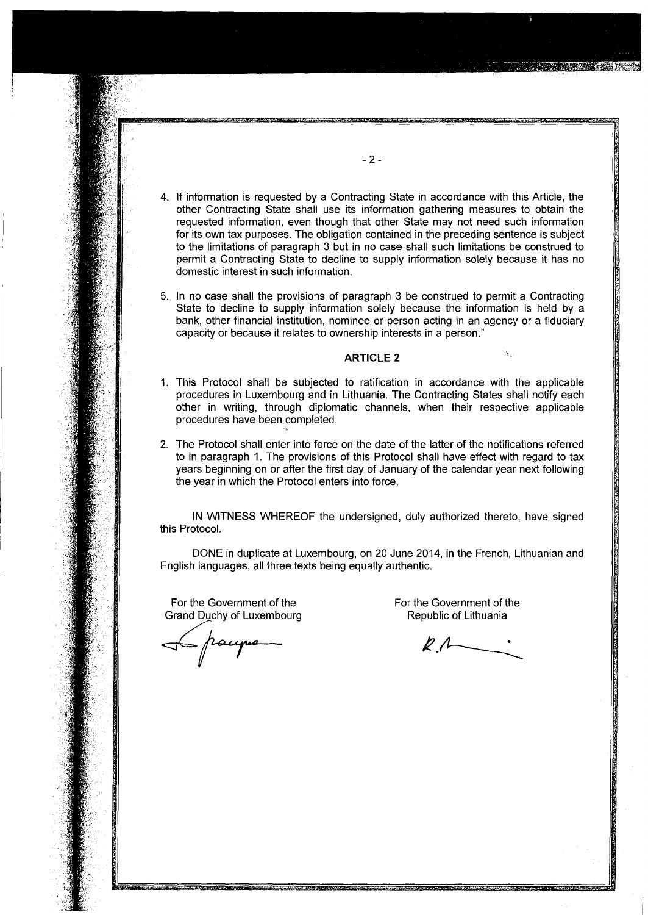4. If information is requested by a Contracting State in accordance with this Article, the other Contracting State shall use its information gathering measures to obtain the requested information, even though that other State may not need such information for its own tax purposes. The obligation contained in the preceding sentence is subject to the limitations of paragraph 3 but in no case shall such limitations be construed to permit a Contracting State to decline to supply information solely because it has no domestic interest in such information.

5. In no case shall the provisions of paragraph 3 be construed to permit a Contracting State to decline to supply information solely because the information is held by a bank, other financial institution, nominee or person acting in an agency or a fiduciary capacity or because it relates to ownership interests in a person."

## ARTICLE 2

1. This Protocol shall be subjected to ratification in accordance with the applicable procedures in Luxembourg and in Lithuania. The Contracting States shall notify each other in writing, through diplomatic channels, when their respective applicable procedures have been completed.

2. The Protocol shall enter into force on the date of the latter of the notifications referred to in paragraph 1. The provisions of this Protocol shall have effect with regard to tax years beginning on or after the first day of January of the calendar year next following the year in which the Protocol enters into force.

IN WITNESS WHEREOF the undersigned, duly authorized thereto, have signed this Protocol.

DONE in duplicate at Luxembourg, on 20 June 2014, in the French, Lithuanian and English languages, all three texts being equally authentic.

| For the Government of the Grand Duchy of Luxembourg | For the Government of the Republic of Lithuania |
|---|---|
| *(signature)* | *(signature)* |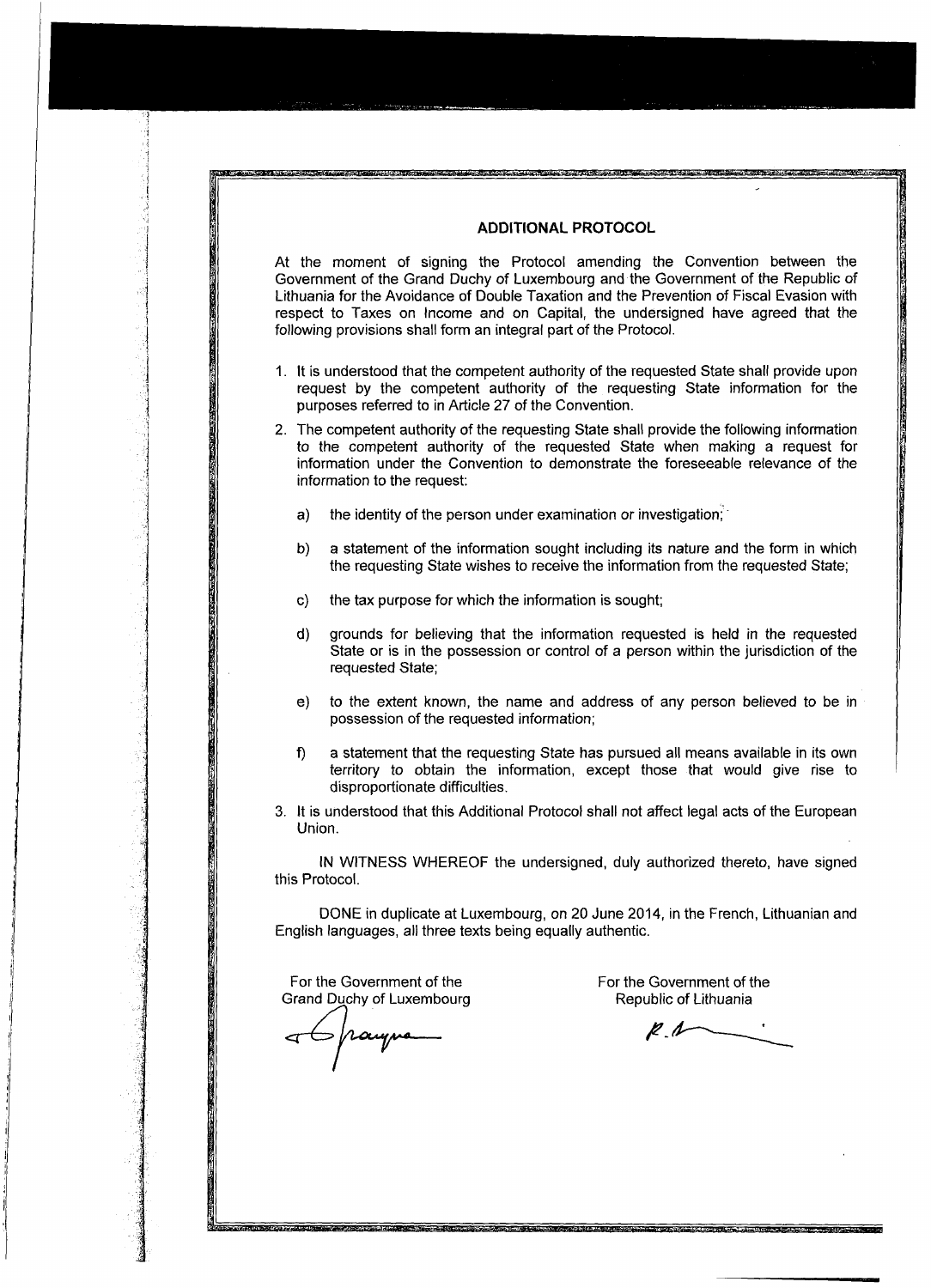## ADDITIONAL PROTOCOL

At the moment of signing the Protocol amending the Convention between the Government of the Grand Duchy of Luxembourg and the Government of the Republic of Lithuania for the Avoidance of Double Taxation and the Prevention of Fiscal Evasion with respect to Taxes on Income and on Capital, the undersigned have agreed that the following provisions shall form an integral part of the Protocol.

1. It is understood that the competent authority of the requested State shall provide upon request by the competent authority of the requesting State information for the purposes referred to in Article 27 of the Convention.
2. The competent authority of the requesting State shall provide the following information to the competent authority of the requested State when making a request for information under the Convention to demonstrate the foreseeable relevance of the information to the request:
   a) the identity of the person under examination or investigation;
   b) a statement of the information sought including its nature and the form in which the requesting State wishes to receive the information from the requested State;
   c) the tax purpose for which the information is sought;
   d) grounds for believing that the information requested is held in the requested State or is in the possession or control of a person within the jurisdiction of the requested State;
   e) to the extent known, the name and address of any person believed to be in possession of the requested information;
   f) a statement that the requesting State has pursued all means available in its own territory to obtain the information, except those that would give rise to disproportionate difficulties.
3. It is understood that this Additional Protocol shall not affect legal acts of the European Union.

IN WITNESS WHEREOF the undersigned, duly authorized thereto, have signed this Protocol.

DONE in duplicate at Luxembourg, on 20 June 2014, in the French, Lithuanian and English languages, all three texts being equally authentic.

For the Government of the Grand Duchy of Luxembourg

For the Government of the Republic of Lithuania